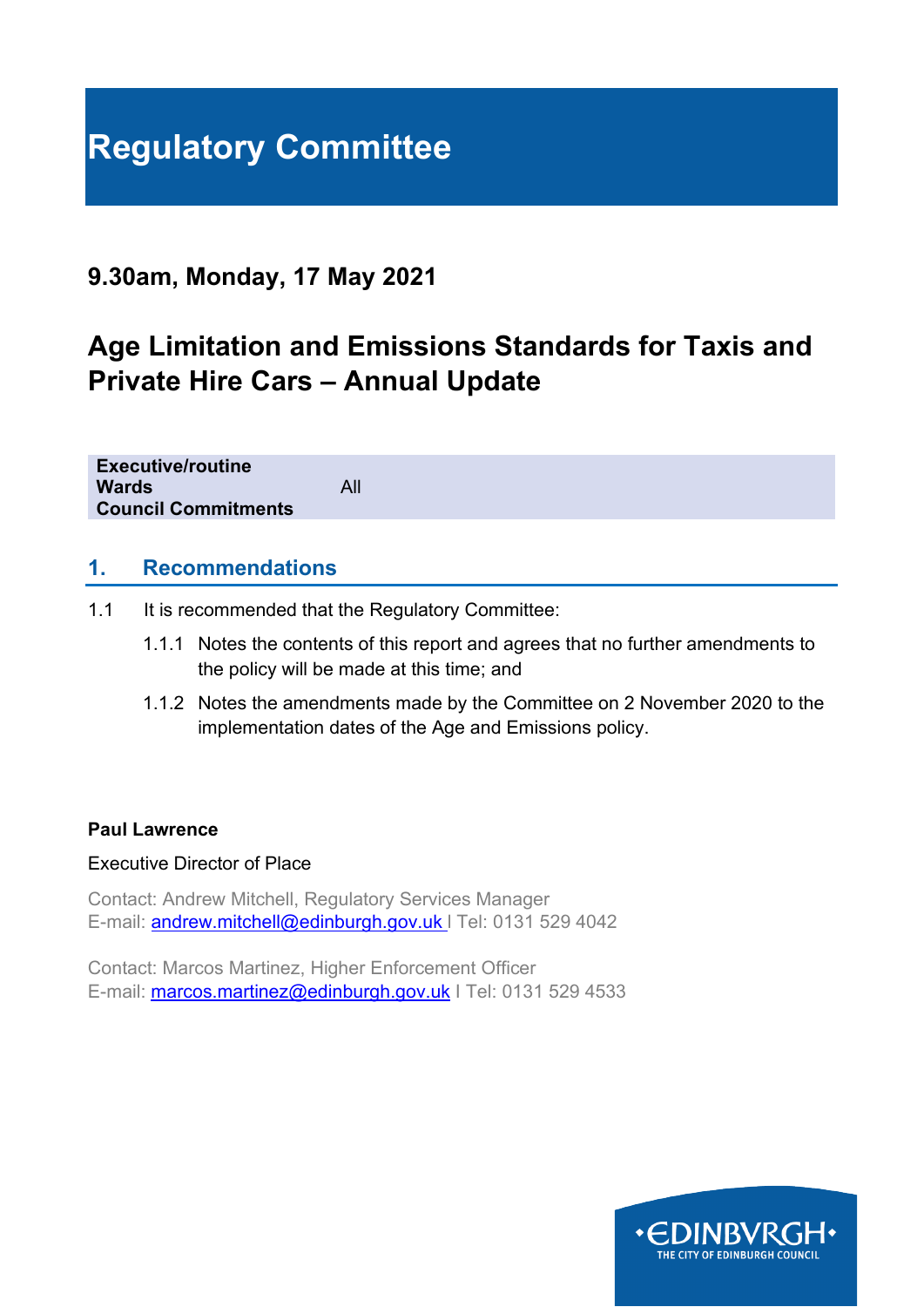# Regulatory Committee

## 9.30am, Monday, 17 May 2021

## Age Limitation and Emissions Standards for Taxis and Private Hire Cars – Annual Update

| | |
|---|---|
| **Executive/routine** | |
| **Wards** | All |
| **Council Commitments** | |

## 1. Recommendations

1.1 It is recommended that the Regulatory Committee:

1.1.1 Notes the contents of this report and agrees that no further amendments to the policy will be made at this time; and

1.1.2 Notes the amendments made by the Committee on 2 November 2020 to the implementation dates of the Age and Emissions policy.

**Paul Lawrence**

Executive Director of Place

Contact: Andrew Mitchell, Regulatory Services Manager
E-mail: andrew.mitchell@edinburgh.gov.uk I Tel: 0131 529 4042

Contact: Marcos Martinez, Higher Enforcement Officer
E-mail: marcos.martinez@edinburgh.gov.uk I Tel: 0131 529 4533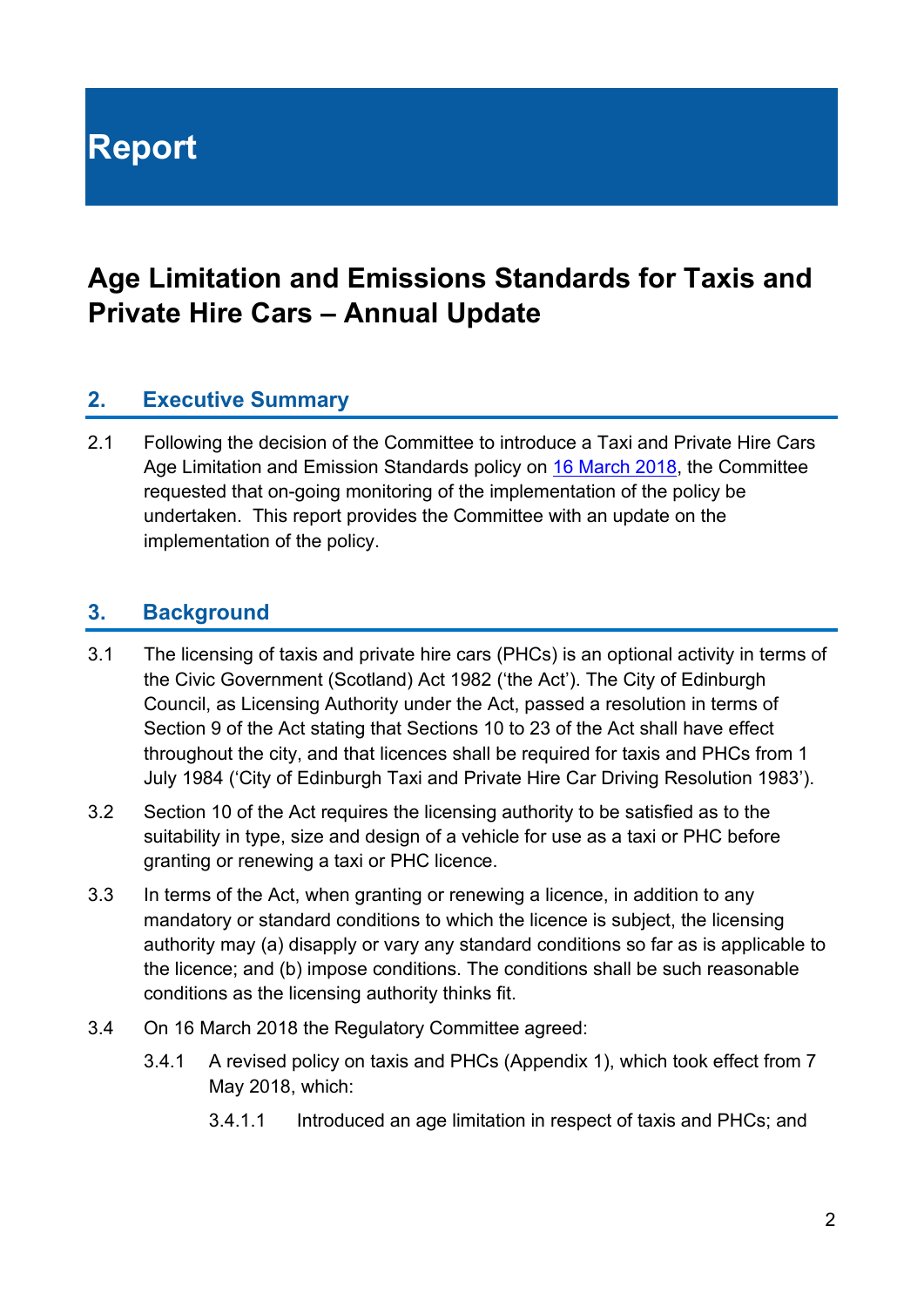# Report

## Age Limitation and Emissions Standards for Taxis and Private Hire Cars – Annual Update

### 2. Executive Summary

2.1 Following the decision of the Committee to introduce a Taxi and Private Hire Cars Age Limitation and Emission Standards policy on 16 March 2018, the Committee requested that on-going monitoring of the implementation of the policy be undertaken. This report provides the Committee with an update on the implementation of the policy.

### 3. Background

3.1 The licensing of taxis and private hire cars (PHCs) is an optional activity in terms of the Civic Government (Scotland) Act 1982 ('the Act'). The City of Edinburgh Council, as Licensing Authority under the Act, passed a resolution in terms of Section 9 of the Act stating that Sections 10 to 23 of the Act shall have effect throughout the city, and that licences shall be required for taxis and PHCs from 1 July 1984 ('City of Edinburgh Taxi and Private Hire Car Driving Resolution 1983').

3.2 Section 10 of the Act requires the licensing authority to be satisfied as to the suitability in type, size and design of a vehicle for use as a taxi or PHC before granting or renewing a taxi or PHC licence.

3.3 In terms of the Act, when granting or renewing a licence, in addition to any mandatory or standard conditions to which the licence is subject, the licensing authority may (a) disapply or vary any standard conditions so far as is applicable to the licence; and (b) impose conditions. The conditions shall be such reasonable conditions as the licensing authority thinks fit.

3.4 On 16 March 2018 the Regulatory Committee agreed:

3.4.1 A revised policy on taxis and PHCs (Appendix 1), which took effect from 7 May 2018, which:

3.4.1.1 Introduced an age limitation in respect of taxis and PHCs; and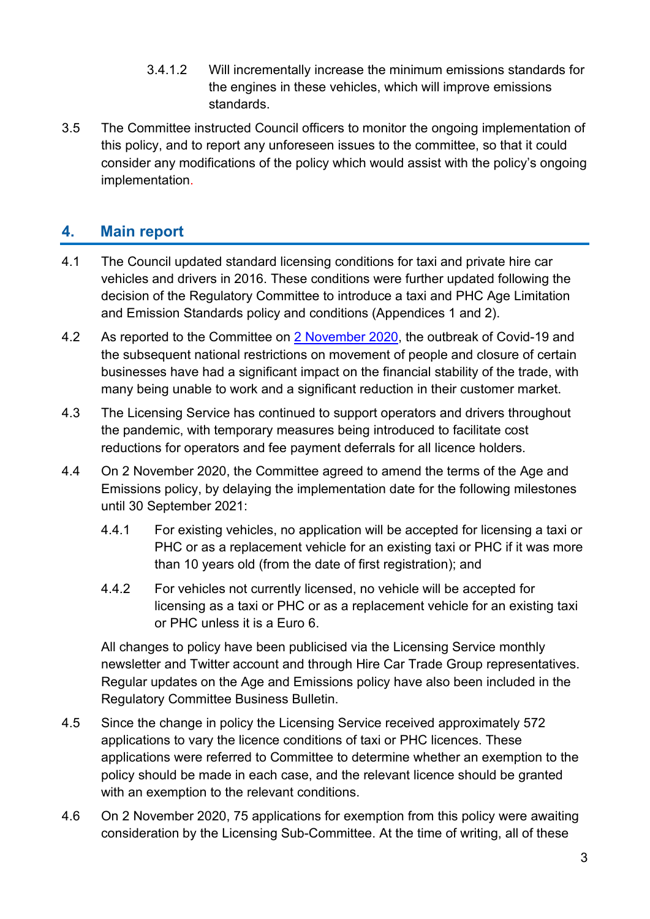3.4.1.2 Will incrementally increase the minimum emissions standards for the engines in these vehicles, which will improve emissions standards.

3.5 The Committee instructed Council officers to monitor the ongoing implementation of this policy, and to report any unforeseen issues to the committee, so that it could consider any modifications of the policy which would assist with the policy's ongoing implementation.

## 4. Main report

4.1 The Council updated standard licensing conditions for taxi and private hire car vehicles and drivers in 2016. These conditions were further updated following the decision of the Regulatory Committee to introduce a taxi and PHC Age Limitation and Emission Standards policy and conditions (Appendices 1 and 2).

4.2 As reported to the Committee on [2 November 2020](), the outbreak of Covid-19 and the subsequent national restrictions on movement of people and closure of certain businesses have had a significant impact on the financial stability of the trade, with many being unable to work and a significant reduction in their customer market.

4.3 The Licensing Service has continued to support operators and drivers throughout the pandemic, with temporary measures being introduced to facilitate cost reductions for operators and fee payment deferrals for all licence holders.

4.4 On 2 November 2020, the Committee agreed to amend the terms of the Age and Emissions policy, by delaying the implementation date for the following milestones until 30 September 2021:

4.4.1 For existing vehicles, no application will be accepted for licensing a taxi or PHC or as a replacement vehicle for an existing taxi or PHC if it was more than 10 years old (from the date of first registration); and

4.4.2 For vehicles not currently licensed, no vehicle will be accepted for licensing as a taxi or PHC or as a replacement vehicle for an existing taxi or PHC unless it is a Euro 6.

All changes to policy have been publicised via the Licensing Service monthly newsletter and Twitter account and through Hire Car Trade Group representatives. Regular updates on the Age and Emissions policy have also been included in the Regulatory Committee Business Bulletin.

4.5 Since the change in policy the Licensing Service received approximately 572 applications to vary the licence conditions of taxi or PHC licences. These applications were referred to Committee to determine whether an exemption to the policy should be made in each case, and the relevant licence should be granted with an exemption to the relevant conditions.

4.6 On 2 November 2020, 75 applications for exemption from this policy were awaiting consideration by the Licensing Sub-Committee. At the time of writing, all of these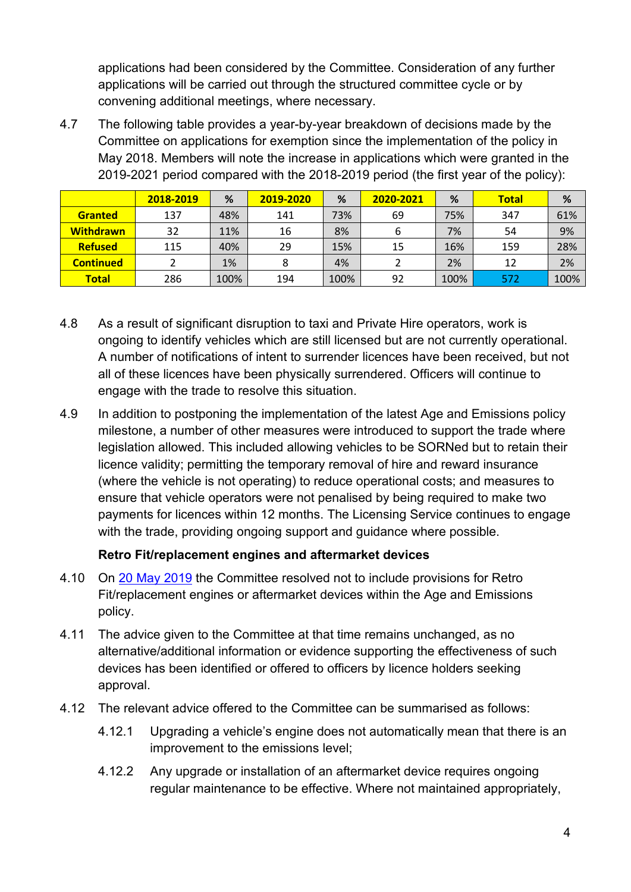applications had been considered by the Committee. Consideration of any further applications will be carried out through the structured committee cycle or by convening additional meetings, where necessary.

4.7 The following table provides a year-by-year breakdown of decisions made by the Committee on applications for exemption since the implementation of the policy in May 2018. Members will note the increase in applications which were granted in the 2019-2021 period compared with the 2018-2019 period (the first year of the policy):

| | 2018-2019 | % | 2019-2020 | % | 2020-2021 | % | Total | % |
|---|---|---|---|---|---|---|---|---|
| **Granted** | 137 | 48% | 141 | 73% | 69 | 75% | 347 | 61% |
| **Withdrawn** | 32 | 11% | 16 | 8% | 6 | 7% | 54 | 9% |
| **Refused** | 115 | 40% | 29 | 15% | 15 | 16% | 159 | 28% |
| **Continued** | 2 | 1% | 8 | 4% | 2 | 2% | 12 | 2% |
| **Total** | 286 | 100% | 194 | 100% | 92 | 100% | 572 | 100% |

4.8 As a result of significant disruption to taxi and Private Hire operators, work is ongoing to identify vehicles which are still licensed but are not currently operational. A number of notifications of intent to surrender licences have been received, but not all of these licences have been physically surrendered. Officers will continue to engage with the trade to resolve this situation.

4.9 In addition to postponing the implementation of the latest Age and Emissions policy milestone, a number of other measures were introduced to support the trade where legislation allowed. This included allowing vehicles to be SORNed but to retain their licence validity; permitting the temporary removal of hire and reward insurance (where the vehicle is not operating) to reduce operational costs; and measures to ensure that vehicle operators were not penalised by being required to make two payments for licences within 12 months. The Licensing Service continues to engage with the trade, providing ongoing support and guidance where possible.

**Retro Fit/replacement engines and aftermarket devices**

4.10 On 20 May 2019 the Committee resolved not to include provisions for Retro Fit/replacement engines or aftermarket devices within the Age and Emissions policy.

4.11 The advice given to the Committee at that time remains unchanged, as no alternative/additional information or evidence supporting the effectiveness of such devices has been identified or offered to officers by licence holders seeking approval.

4.12 The relevant advice offered to the Committee can be summarised as follows:

4.12.1 Upgrading a vehicle's engine does not automatically mean that there is an improvement to the emissions level;

4.12.2 Any upgrade or installation of an aftermarket device requires ongoing regular maintenance to be effective. Where not maintained appropriately,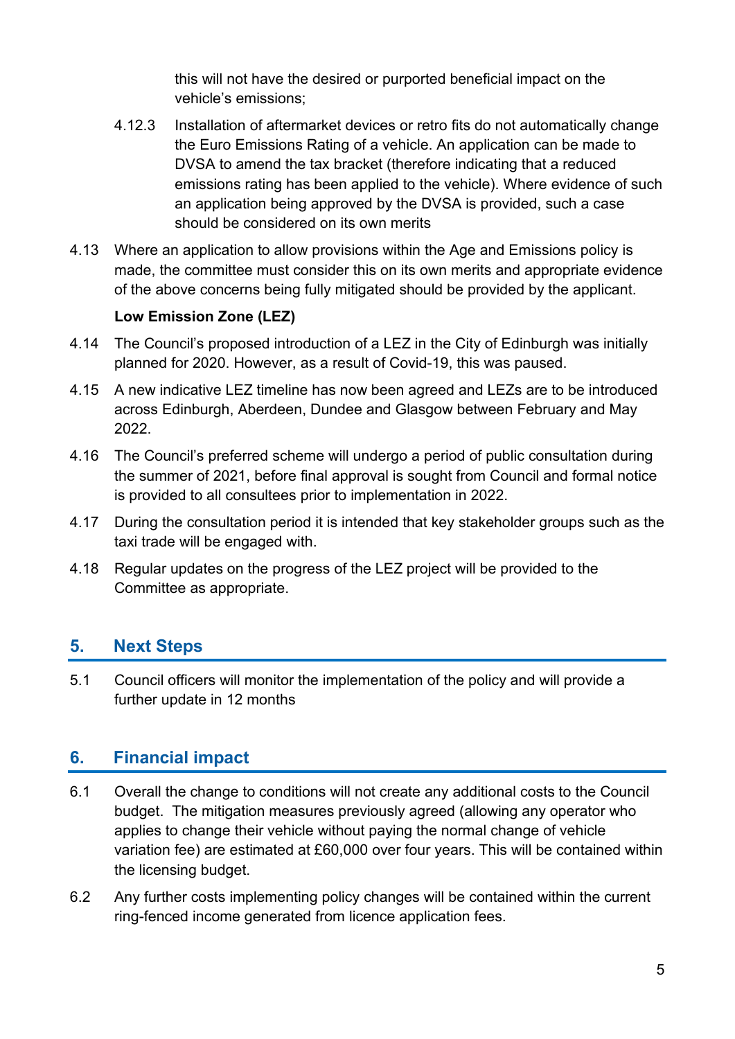this will not have the desired or purported beneficial impact on the vehicle's emissions;

4.12.3 Installation of aftermarket devices or retro fits do not automatically change the Euro Emissions Rating of a vehicle. An application can be made to DVSA to amend the tax bracket (therefore indicating that a reduced emissions rating has been applied to the vehicle). Where evidence of such an application being approved by the DVSA is provided, such a case should be considered on its own merits

4.13 Where an application to allow provisions within the Age and Emissions policy is made, the committee must consider this on its own merits and appropriate evidence of the above concerns being fully mitigated should be provided by the applicant.

**Low Emission Zone (LEZ)**

4.14 The Council's proposed introduction of a LEZ in the City of Edinburgh was initially planned for 2020. However, as a result of Covid-19, this was paused.

4.15 A new indicative LEZ timeline has now been agreed and LEZs are to be introduced across Edinburgh, Aberdeen, Dundee and Glasgow between February and May 2022.

4.16 The Council's preferred scheme will undergo a period of public consultation during the summer of 2021, before final approval is sought from Council and formal notice is provided to all consultees prior to implementation in 2022.

4.17 During the consultation period it is intended that key stakeholder groups such as the taxi trade will be engaged with.

4.18 Regular updates on the progress of the LEZ project will be provided to the Committee as appropriate.

## 5. Next Steps

5.1 Council officers will monitor the implementation of the policy and will provide a further update in 12 months

## 6. Financial impact

6.1 Overall the change to conditions will not create any additional costs to the Council budget. The mitigation measures previously agreed (allowing any operator who applies to change their vehicle without paying the normal change of vehicle variation fee) are estimated at £60,000 over four years. This will be contained within the licensing budget.

6.2 Any further costs implementing policy changes will be contained within the current ring-fenced income generated from licence application fees.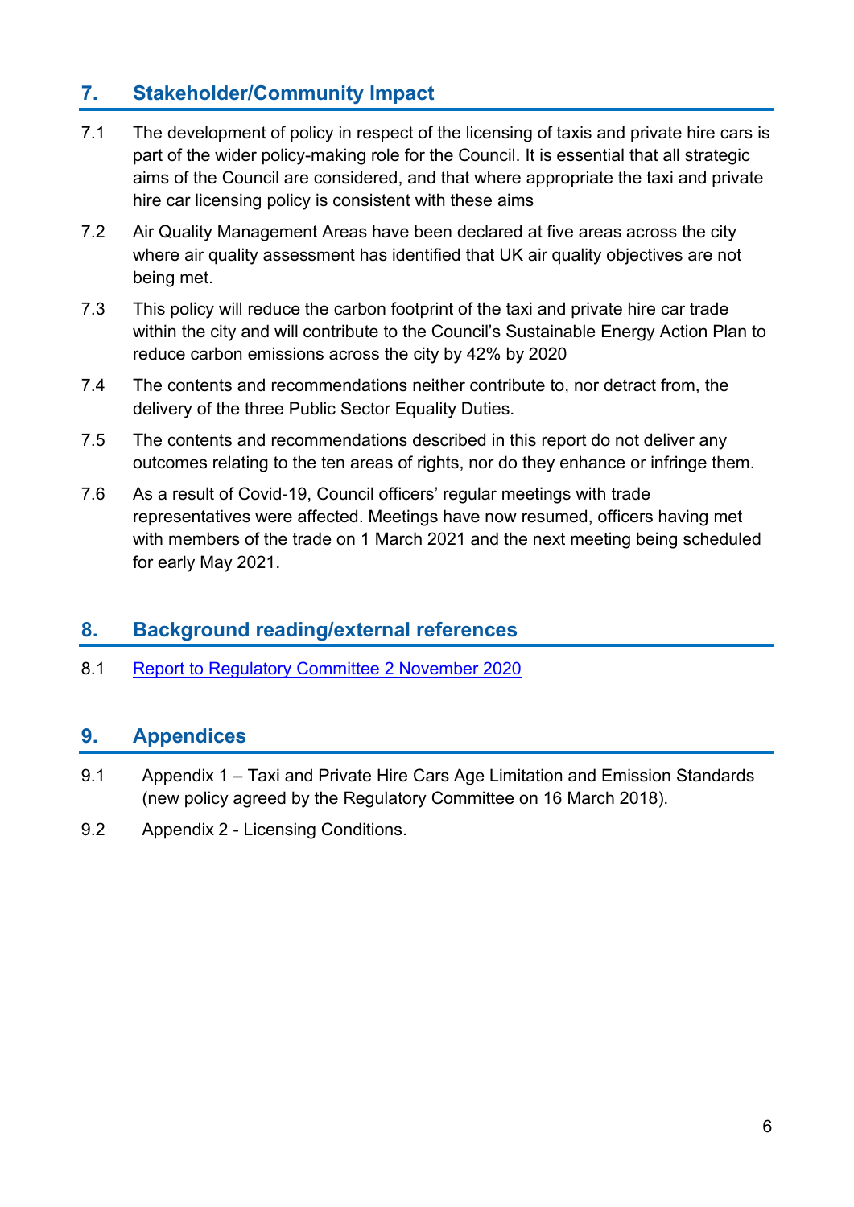## 7. Stakeholder/Community Impact

7.1 The development of policy in respect of the licensing of taxis and private hire cars is part of the wider policy-making role for the Council. It is essential that all strategic aims of the Council are considered, and that where appropriate the taxi and private hire car licensing policy is consistent with these aims

7.2 Air Quality Management Areas have been declared at five areas across the city where air quality assessment has identified that UK air quality objectives are not being met.

7.3 This policy will reduce the carbon footprint of the taxi and private hire car trade within the city and will contribute to the Council's Sustainable Energy Action Plan to reduce carbon emissions across the city by 42% by 2020

7.4 The contents and recommendations neither contribute to, nor detract from, the delivery of the three Public Sector Equality Duties.

7.5 The contents and recommendations described in this report do not deliver any outcomes relating to the ten areas of rights, nor do they enhance or infringe them.

7.6 As a result of Covid-19, Council officers' regular meetings with trade representatives were affected. Meetings have now resumed, officers having met with members of the trade on 1 March 2021 and the next meeting being scheduled for early May 2021.

## 8. Background reading/external references

8.1 [Report to Regulatory Committee 2 November 2020]

## 9. Appendices

9.1 Appendix 1 – Taxi and Private Hire Cars Age Limitation and Emission Standards (new policy agreed by the Regulatory Committee on 16 March 2018).

9.2 Appendix 2 - Licensing Conditions.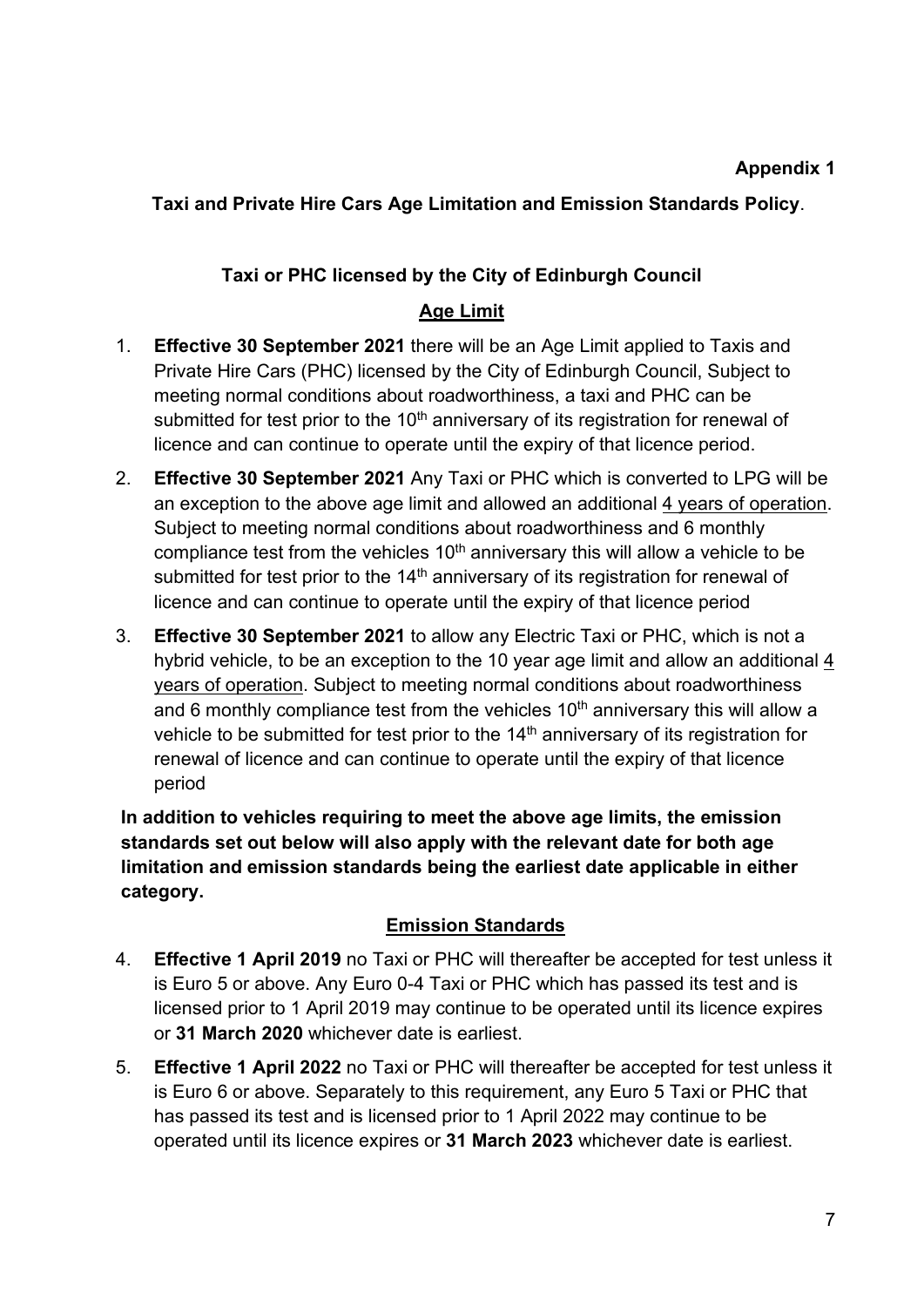**Appendix 1**

**Taxi and Private Hire Cars Age Limitation and Emission Standards Policy**.

**Taxi or PHC licensed by the City of Edinburgh Council**

**Age Limit**

1. **Effective 30 September 2021** there will be an Age Limit applied to Taxis and Private Hire Cars (PHC) licensed by the City of Edinburgh Council, Subject to meeting normal conditions about roadworthiness, a taxi and PHC can be submitted for test prior to the 10th anniversary of its registration for renewal of licence and can continue to operate until the expiry of that licence period.
2. **Effective 30 September 2021** Any Taxi or PHC which is converted to LPG will be an exception to the above age limit and allowed an additional <u>4 years of operation</u>. Subject to meeting normal conditions about roadworthiness and 6 monthly compliance test from the vehicles 10th anniversary this will allow a vehicle to be submitted for test prior to the 14th anniversary of its registration for renewal of licence and can continue to operate until the expiry of that licence period
3. **Effective 30 September 2021** to allow any Electric Taxi or PHC, which is not a hybrid vehicle, to be an exception to the 10 year age limit and allow an additional <u>4 years of operation</u>. Subject to meeting normal conditions about roadworthiness and 6 monthly compliance test from the vehicles 10th anniversary this will allow a vehicle to be submitted for test prior to the 14th anniversary of its registration for renewal of licence and can continue to operate until the expiry of that licence period

**In addition to vehicles requiring to meet the above age limits, the emission standards set out below will also apply with the relevant date for both age limitation and emission standards being the earliest date applicable in either category.**

**Emission Standards**

4. **Effective 1 April 2019** no Taxi or PHC will thereafter be accepted for test unless it is Euro 5 or above. Any Euro 0-4 Taxi or PHC which has passed its test and is licensed prior to 1 April 2019 may continue to be operated until its licence expires or **31 March 2020** whichever date is earliest.
5. **Effective 1 April 2022** no Taxi or PHC will thereafter be accepted for test unless it is Euro 6 or above. Separately to this requirement, any Euro 5 Taxi or PHC that has passed its test and is licensed prior to 1 April 2022 may continue to be operated until its licence expires or **31 March 2023** whichever date is earliest.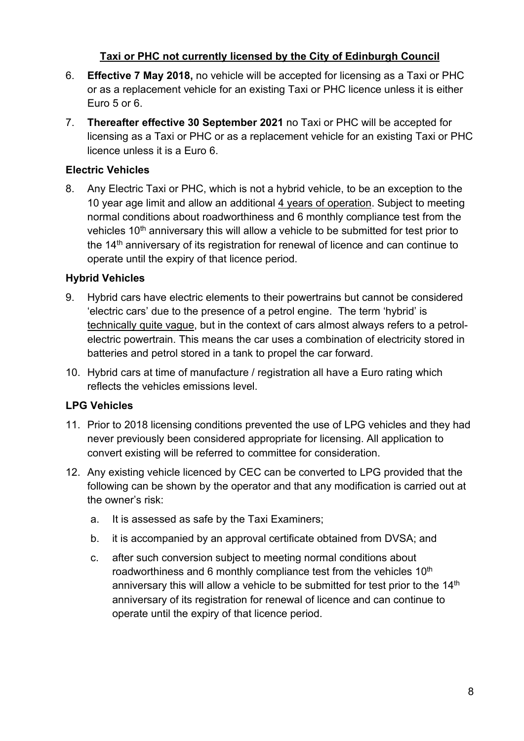## Taxi or PHC not currently licensed by the City of Edinburgh Council

6. **Effective 7 May 2018,** no vehicle will be accepted for licensing as a Taxi or PHC or as a replacement vehicle for an existing Taxi or PHC licence unless it is either Euro 5 or 6.

7. **Thereafter effective 30 September 2021** no Taxi or PHC will be accepted for licensing as a Taxi or PHC or as a replacement vehicle for an existing Taxi or PHC licence unless it is a Euro 6.

### Electric Vehicles

8. Any Electric Taxi or PHC, which is not a hybrid vehicle, to be an exception to the 10 year age limit and allow an additional 4 years of operation. Subject to meeting normal conditions about roadworthiness and 6 monthly compliance test from the vehicles 10th anniversary this will allow a vehicle to be submitted for test prior to the 14th anniversary of its registration for renewal of licence and can continue to operate until the expiry of that licence period.

### Hybrid Vehicles

9. Hybrid cars have electric elements to their powertrains but cannot be considered 'electric cars' due to the presence of a petrol engine. The term 'hybrid' is technically quite vague, but in the context of cars almost always refers to a petrol-electric powertrain. This means the car uses a combination of electricity stored in batteries and petrol stored in a tank to propel the car forward.

10. Hybrid cars at time of manufacture / registration all have a Euro rating which reflects the vehicles emissions level.

### LPG Vehicles

11. Prior to 2018 licensing conditions prevented the use of LPG vehicles and they had never previously been considered appropriate for licensing. All application to convert existing will be referred to committee for consideration.

12. Any existing vehicle licenced by CEC can be converted to LPG provided that the following can be shown by the operator and that any modification is carried out at the owner's risk:

    a. It is assessed as safe by the Taxi Examiners;

    b. it is accompanied by an approval certificate obtained from DVSA; and

    c. after such conversion subject to meeting normal conditions about roadworthiness and 6 monthly compliance test from the vehicles 10th anniversary this will allow a vehicle to be submitted for test prior to the 14th anniversary of its registration for renewal of licence and can continue to operate until the expiry of that licence period.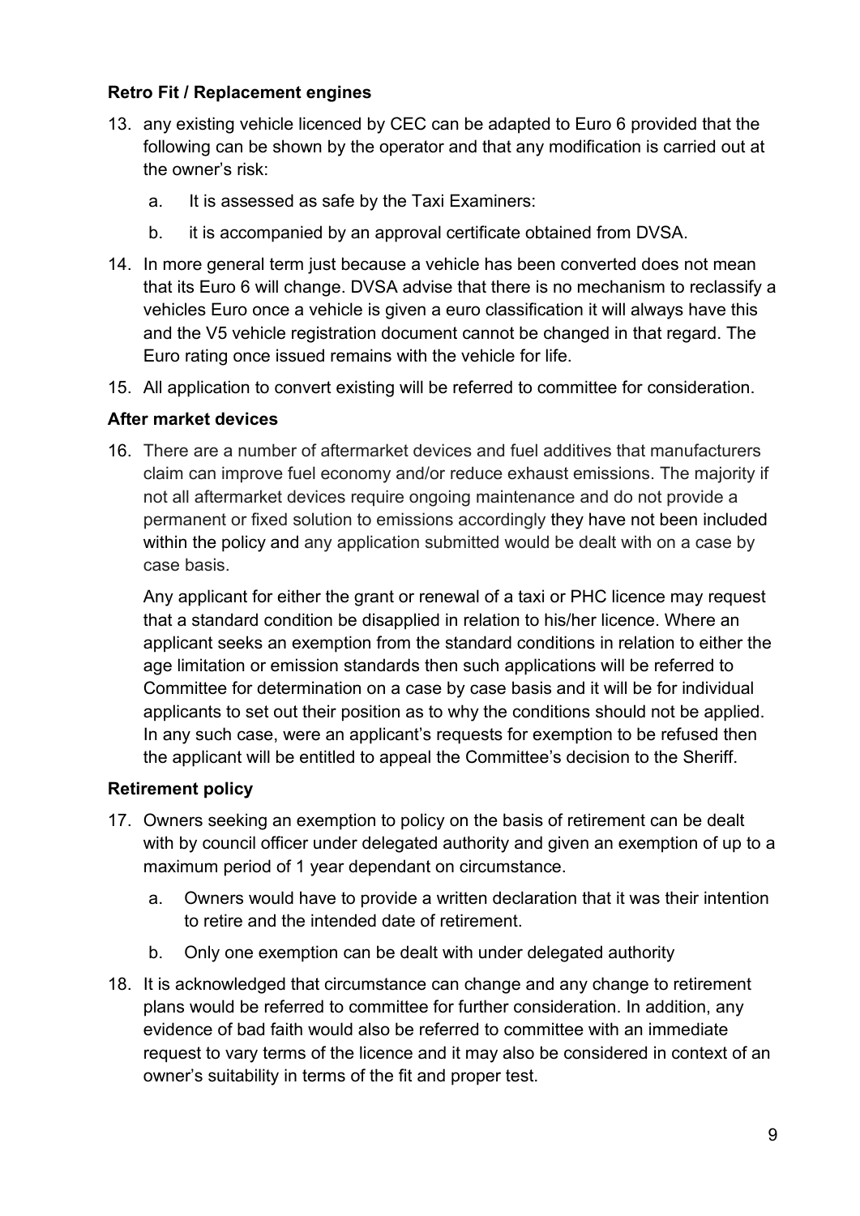### Retro Fit / Replacement engines

13. any existing vehicle licenced by CEC can be adapted to Euro 6 provided that the following can be shown by the operator and that any modification is carried out at the owner's risk:

    a. It is assessed as safe by the Taxi Examiners:

    b. it is accompanied by an approval certificate obtained from DVSA.

14. In more general term just because a vehicle has been converted does not mean that its Euro 6 will change. DVSA advise that there is no mechanism to reclassify a vehicles Euro once a vehicle is given a euro classification it will always have this and the V5 vehicle registration document cannot be changed in that regard. The Euro rating once issued remains with the vehicle for life.

15. All application to convert existing will be referred to committee for consideration.

### After market devices

16. There are a number of aftermarket devices and fuel additives that manufacturers claim can improve fuel economy and/or reduce exhaust emissions. The majority if not all aftermarket devices require ongoing maintenance and do not provide a permanent or fixed solution to emissions accordingly they have not been included within the policy and any application submitted would be dealt with on a case by case basis.

    Any applicant for either the grant or renewal of a taxi or PHC licence may request that a standard condition be disapplied in relation to his/her licence. Where an applicant seeks an exemption from the standard conditions in relation to either the age limitation or emission standards then such applications will be referred to Committee for determination on a case by case basis and it will be for individual applicants to set out their position as to why the conditions should not be applied. In any such case, were an applicant's requests for exemption to be refused then the applicant will be entitled to appeal the Committee's decision to the Sheriff.

### Retirement policy

17. Owners seeking an exemption to policy on the basis of retirement can be dealt with by council officer under delegated authority and given an exemption of up to a maximum period of 1 year dependant on circumstance.

    a. Owners would have to provide a written declaration that it was their intention to retire and the intended date of retirement.

    b. Only one exemption can be dealt with under delegated authority

18. It is acknowledged that circumstance can change and any change to retirement plans would be referred to committee for further consideration. In addition, any evidence of bad faith would also be referred to committee with an immediate request to vary terms of the licence and it may also be considered in context of an owner's suitability in terms of the fit and proper test.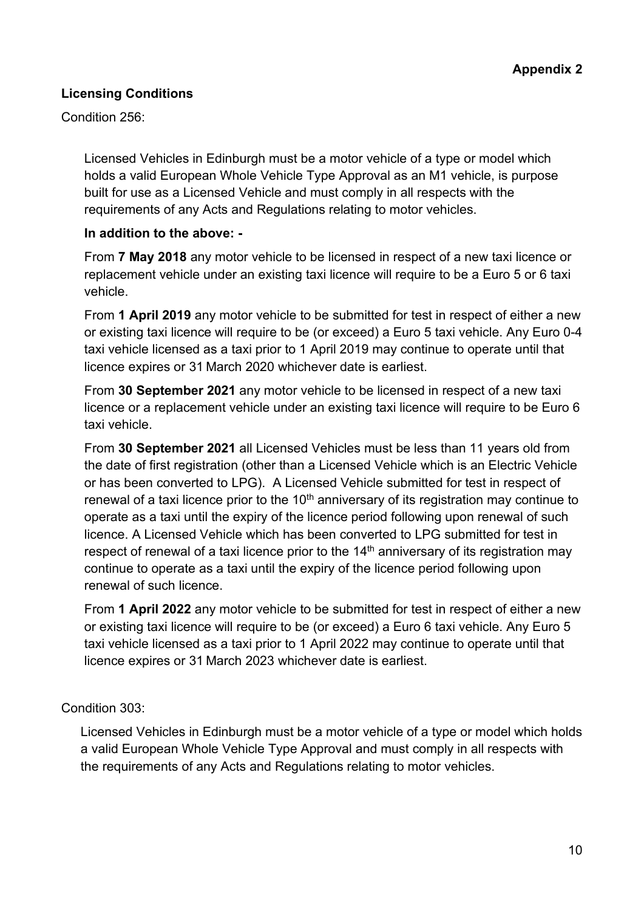**Appendix 2**

### Licensing Conditions

Condition 256:

Licensed Vehicles in Edinburgh must be a motor vehicle of a type or model which holds a valid European Whole Vehicle Type Approval as an M1 vehicle, is purpose built for use as a Licensed Vehicle and must comply in all respects with the requirements of any Acts and Regulations relating to motor vehicles.

**In addition to the above: -**

From **7 May 2018** any motor vehicle to be licensed in respect of a new taxi licence or replacement vehicle under an existing taxi licence will require to be a Euro 5 or 6 taxi vehicle.

From **1 April 2019** any motor vehicle to be submitted for test in respect of either a new or existing taxi licence will require to be (or exceed) a Euro 5 taxi vehicle. Any Euro 0-4 taxi vehicle licensed as a taxi prior to 1 April 2019 may continue to operate until that licence expires or 31 March 2020 whichever date is earliest.

From **30 September 2021** any motor vehicle to be licensed in respect of a new taxi licence or a replacement vehicle under an existing taxi licence will require to be Euro 6 taxi vehicle.

From **30 September 2021** all Licensed Vehicles must be less than 11 years old from the date of first registration (other than a Licensed Vehicle which is an Electric Vehicle or has been converted to LPG). A Licensed Vehicle submitted for test in respect of renewal of a taxi licence prior to the 10th anniversary of its registration may continue to operate as a taxi until the expiry of the licence period following upon renewal of such licence. A Licensed Vehicle which has been converted to LPG submitted for test in respect of renewal of a taxi licence prior to the 14th anniversary of its registration may continue to operate as a taxi until the expiry of the licence period following upon renewal of such licence.

From **1 April 2022** any motor vehicle to be submitted for test in respect of either a new or existing taxi licence will require to be (or exceed) a Euro 6 taxi vehicle. Any Euro 5 taxi vehicle licensed as a taxi prior to 1 April 2022 may continue to operate until that licence expires or 31 March 2023 whichever date is earliest.

Condition 303:

Licensed Vehicles in Edinburgh must be a motor vehicle of a type or model which holds a valid European Whole Vehicle Type Approval and must comply in all respects with the requirements of any Acts and Regulations relating to motor vehicles.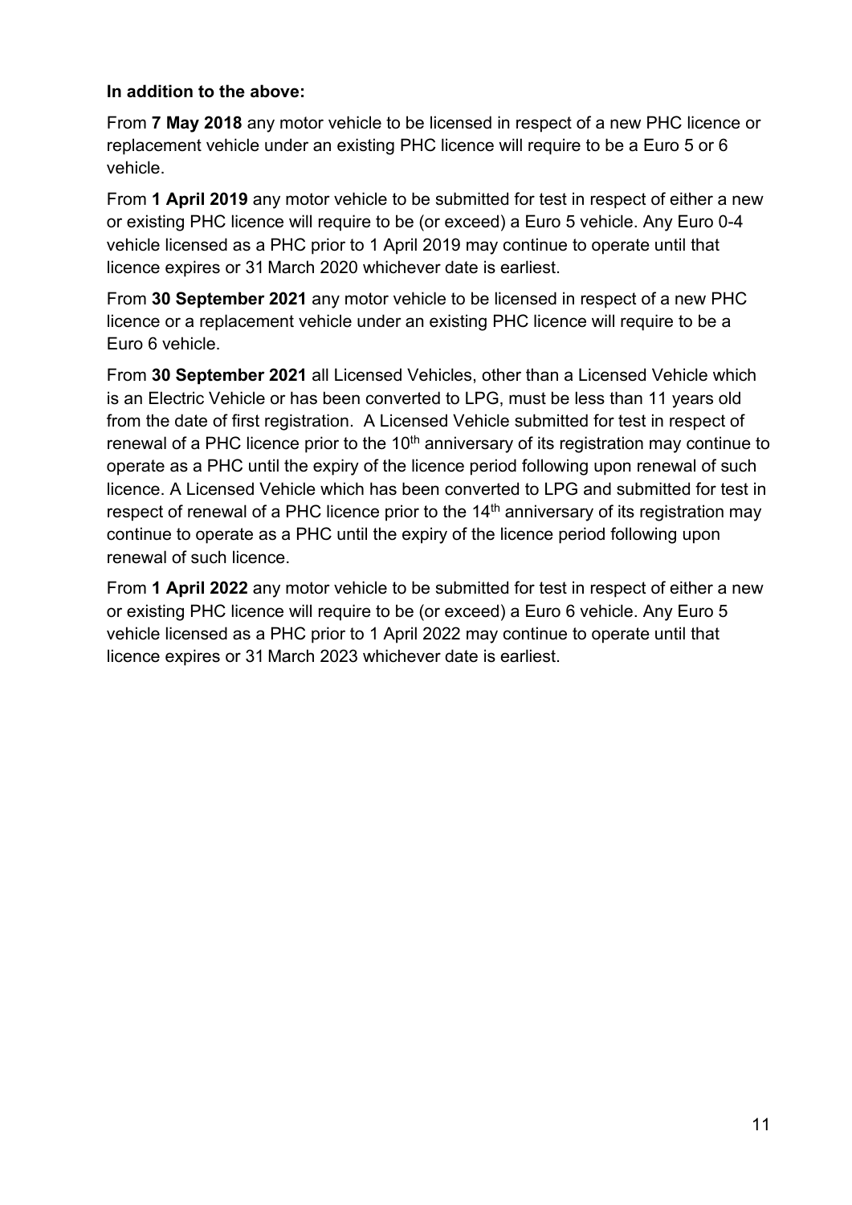**In addition to the above:**

From **7 May 2018** any motor vehicle to be licensed in respect of a new PHC licence or replacement vehicle under an existing PHC licence will require to be a Euro 5 or 6 vehicle.

From **1 April 2019** any motor vehicle to be submitted for test in respect of either a new or existing PHC licence will require to be (or exceed) a Euro 5 vehicle. Any Euro 0-4 vehicle licensed as a PHC prior to 1 April 2019 may continue to operate until that licence expires or 31 March 2020 whichever date is earliest.

From **30 September 2021** any motor vehicle to be licensed in respect of a new PHC licence or a replacement vehicle under an existing PHC licence will require to be a Euro 6 vehicle.

From **30 September 2021** all Licensed Vehicles, other than a Licensed Vehicle which is an Electric Vehicle or has been converted to LPG, must be less than 11 years old from the date of first registration. A Licensed Vehicle submitted for test in respect of renewal of a PHC licence prior to the 10th anniversary of its registration may continue to operate as a PHC until the expiry of the licence period following upon renewal of such licence. A Licensed Vehicle which has been converted to LPG and submitted for test in respect of renewal of a PHC licence prior to the 14th anniversary of its registration may continue to operate as a PHC until the expiry of the licence period following upon renewal of such licence.

From **1 April 2022** any motor vehicle to be submitted for test in respect of either a new or existing PHC licence will require to be (or exceed) a Euro 6 vehicle. Any Euro 5 vehicle licensed as a PHC prior to 1 April 2022 may continue to operate until that licence expires or 31 March 2023 whichever date is earliest.